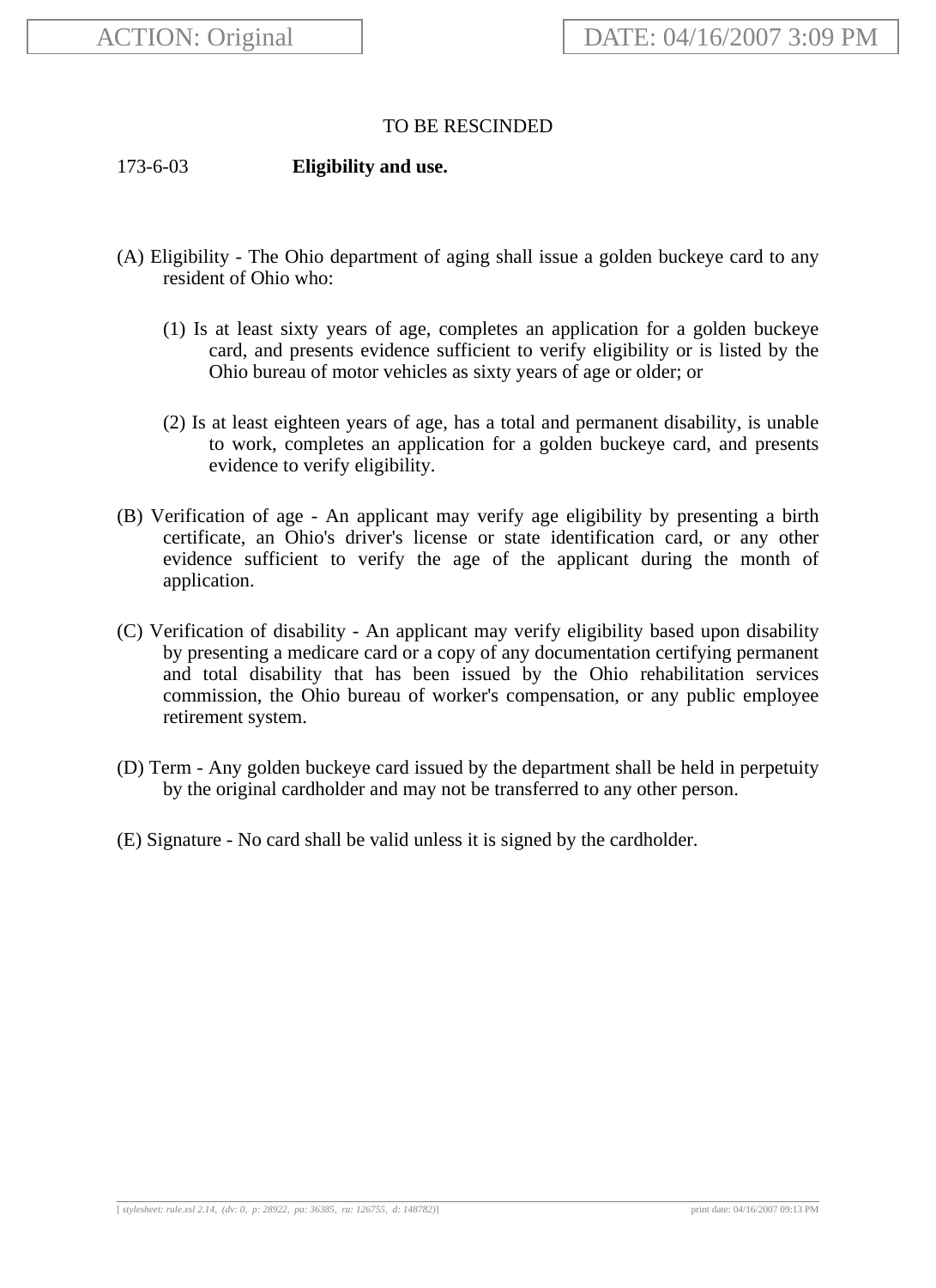TO BE RESCINDED

173-6-03 **Eligibility and use.**

(A) Eligibility - The Ohio department of aging shall issue a golden buckeye card to any resident of Ohio who:

(1) Is at least sixty years of age, completes an application for a golden buckeye card, and presents evidence sufficient to verify eligibility or is listed by the Ohio bureau of motor vehicles as sixty years of age or older; or

(2) Is at least eighteen years of age, has a total and permanent disability, is unable to work, completes an application for a golden buckeye card, and presents evidence to verify eligibility.

(B) Verification of age - An applicant may verify age eligibility by presenting a birth certificate, an Ohio's driver's license or state identification card, or any other evidence sufficient to verify the age of the applicant during the month of application.

(C) Verification of disability - An applicant may verify eligibility based upon disability by presenting a medicare card or a copy of any documentation certifying permanent and total disability that has been issued by the Ohio rehabilitation services commission, the Ohio bureau of worker's compensation, or any public employee retirement system.

(D) Term - Any golden buckeye card issued by the department shall be held in perpetuity by the original cardholder and may not be transferred to any other person.

(E) Signature - No card shall be valid unless it is signed by the cardholder.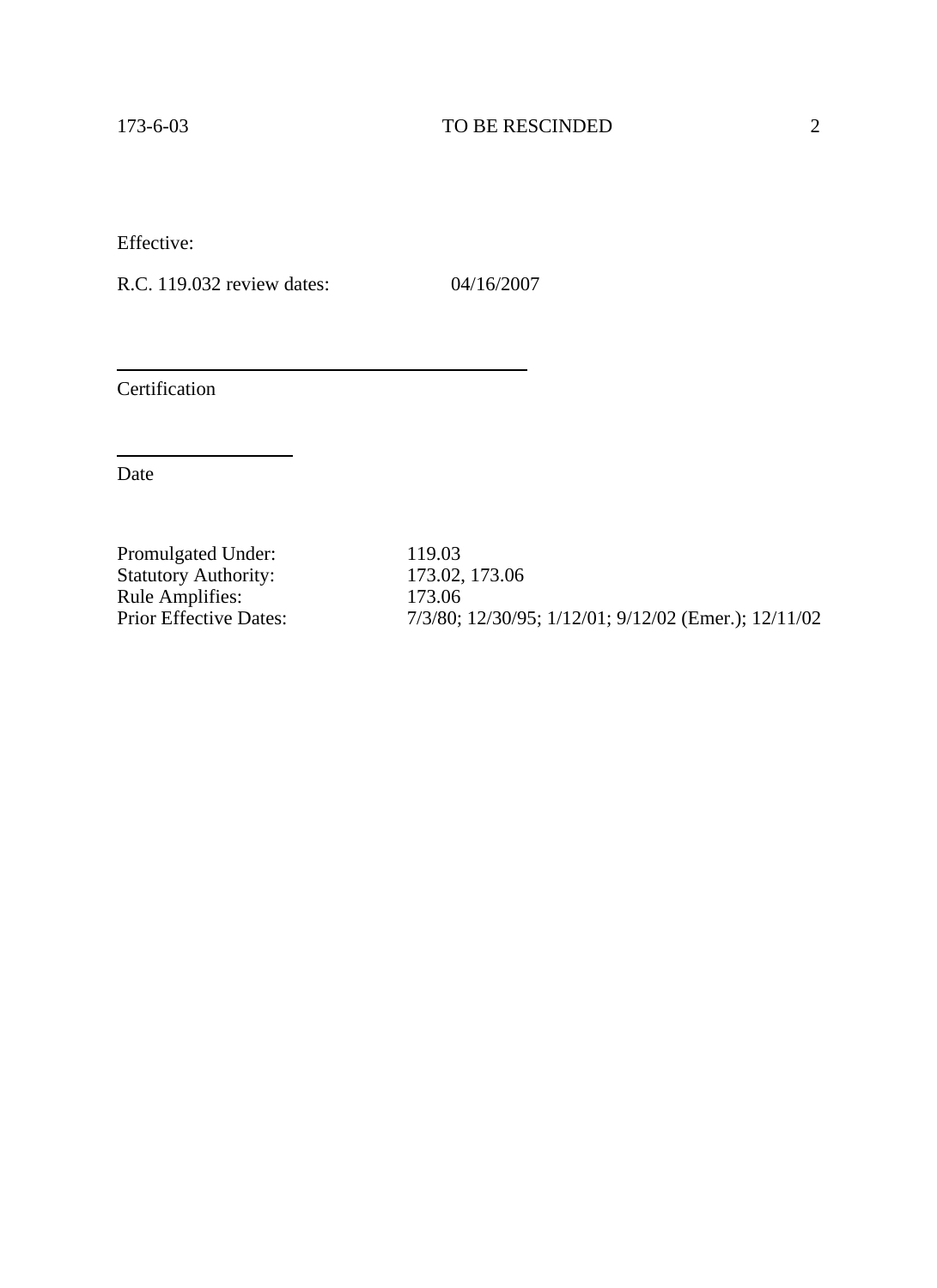Effective:

R.C. 119.032 review dates: 04/16/2007

\_\_\_\_\_\_\_\_\_\_\_\_\_\_\_\_\_\_\_\_\_\_\_\_\_\_\_\_\_\_\_\_\_\_\_\_\_\_\_\_

Certification

\_\_\_\_\_\_\_\_\_\_\_\_\_\_\_\_

Date

| | |
|---|---|
| Promulgated Under: | 119.03 |
| Statutory Authority: | 173.02, 173.06 |
| Rule Amplifies: | 173.06 |
| Prior Effective Dates: | 7/3/80; 12/30/95; 1/12/01; 9/12/02 (Emer.); 12/11/02 |